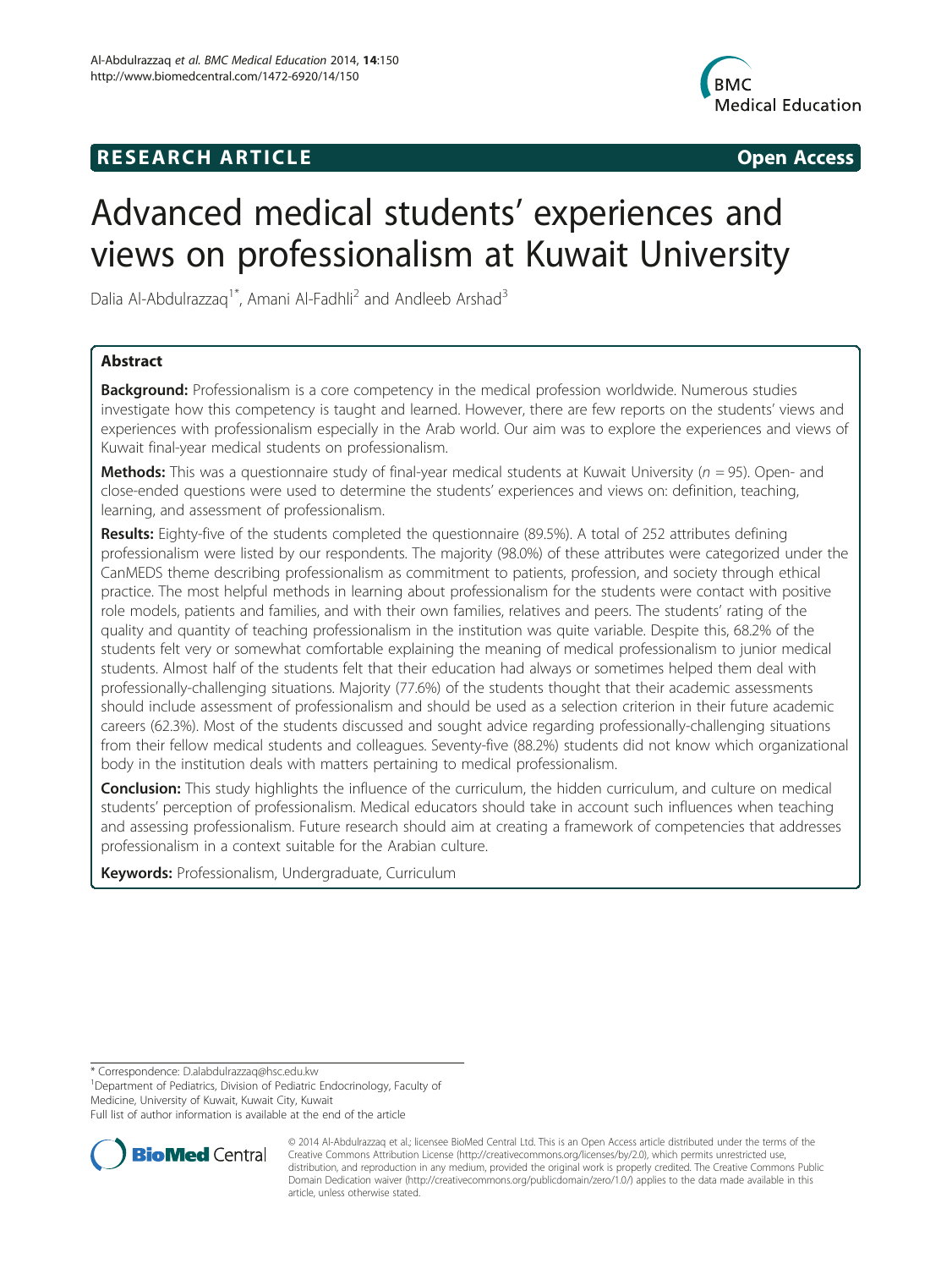RESEARCH ARTICLE Open Access

# Advanced medical students' experiences and views on professionalism at Kuwait University

Dalia Al-Abdulrazzaq[1*], Amani Al-Fadhli[2] and Andleeb Arshad[3]

## Abstract

**Background:** Professionalism is a core competency in the medical profession worldwide. Numerous studies investigate how this competency is taught and learned. However, there are few reports on the students' views and experiences with professionalism especially in the Arab world. Our aim was to explore the experiences and views of Kuwait final-year medical students on professionalism.

**Methods:** This was a questionnaire study of final-year medical students at Kuwait University ($n = 95$). Open- and close-ended questions were used to determine the students' experiences and views on: definition, teaching, learning, and assessment of professionalism.

**Results:** Eighty-five of the students completed the questionnaire (89.5%). A total of 252 attributes defining professionalism were listed by our respondents. The majority (98.0%) of these attributes were categorized under the CanMEDS theme describing professionalism as commitment to patients, profession, and society through ethical practice. The most helpful methods in learning about professionalism for the students were contact with positive role models, patients and families, and with their own families, relatives and peers. The students' rating of the quality and quantity of teaching professionalism in the institution was quite variable. Despite this, 68.2% of the students felt very or somewhat comfortable explaining the meaning of medical professionalism to junior medical students. Almost half of the students felt that their education had always or sometimes helped them deal with professionally-challenging situations. Majority (77.6%) of the students thought that their academic assessments should include assessment of professionalism and should be used as a selection criterion in their future academic careers (62.3%). Most of the students discussed and sought advice regarding professionally-challenging situations from their fellow medical students and colleagues. Seventy-five (88.2%) students did not know which organizational body in the institution deals with matters pertaining to medical professionalism.

**Conclusion:** This study highlights the influence of the curriculum, the hidden curriculum, and culture on medical students' perception of professionalism. Medical educators should take in account such influences when teaching and assessing professionalism. Future research should aim at creating a framework of competencies that addresses professionalism in a context suitable for the Arabian culture.

**Keywords:** Professionalism, Undergraduate, Curriculum

\* Correspondence: D.alabdulrazzaq@hsc.edu.kw

[1]Department of Pediatrics, Division of Pediatric Endocrinology, Faculty of Medicine, University of Kuwait, Kuwait City, Kuwait

Full list of author information is available at the end of the article

© 2014 Al-Abdulrazzaq et al.; licensee BioMed Central Ltd. This is an Open Access article distributed under the terms of the Creative Commons Attribution License (http://creativecommons.org/licenses/by/2.0), which permits unrestricted use, distribution, and reproduction in any medium, provided the original work is properly credited. The Creative Commons Public Domain Dedication waiver (http://creativecommons.org/publicdomain/zero/1.0/) applies to the data made available in this article, unless otherwise stated.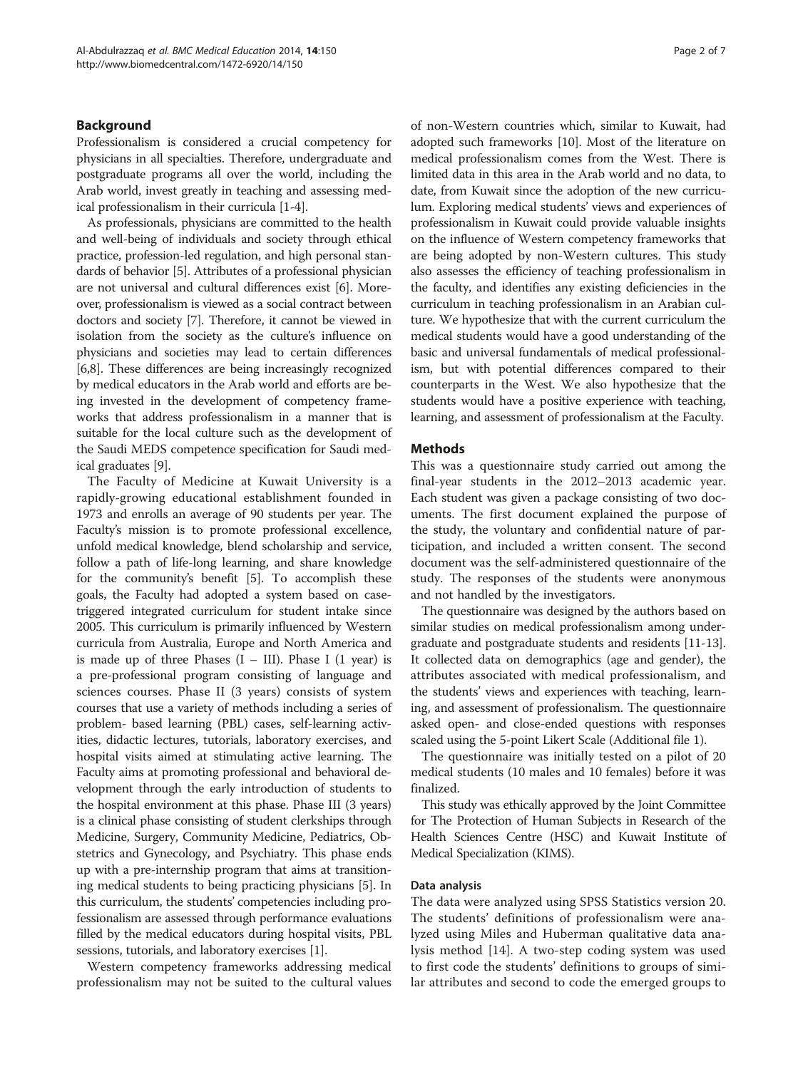## Background

Professionalism is considered a crucial competency for physicians in all specialties. Therefore, undergraduate and postgraduate programs all over the world, including the Arab world, invest greatly in teaching and assessing medical professionalism in their curricula [1-4].

As professionals, physicians are committed to the health and well-being of individuals and society through ethical practice, profession-led regulation, and high personal standards of behavior [5]. Attributes of a professional physician are not universal and cultural differences exist [6]. Moreover, professionalism is viewed as a social contract between doctors and society [7]. Therefore, it cannot be viewed in isolation from the society as the culture's influence on physicians and societies may lead to certain differences [6,8]. These differences are being increasingly recognized by medical educators in the Arab world and efforts are being invested in the development of competency frameworks that address professionalism in a manner that is suitable for the local culture such as the development of the Saudi MEDS competence specification for Saudi medical graduates [9].

The Faculty of Medicine at Kuwait University is a rapidly-growing educational establishment founded in 1973 and enrolls an average of 90 students per year. The Faculty's mission is to promote professional excellence, unfold medical knowledge, blend scholarship and service, follow a path of life-long learning, and share knowledge for the community's benefit [5]. To accomplish these goals, the Faculty had adopted a system based on case-triggered integrated curriculum for student intake since 2005. This curriculum is primarily influenced by Western curricula from Australia, Europe and North America and is made up of three Phases (I – III). Phase I (1 year) is a pre-professional program consisting of language and sciences courses. Phase II (3 years) consists of system courses that use a variety of methods including a series of problem- based learning (PBL) cases, self-learning activities, didactic lectures, tutorials, laboratory exercises, and hospital visits aimed at stimulating active learning. The Faculty aims at promoting professional and behavioral development through the early introduction of students to the hospital environment at this phase. Phase III (3 years) is a clinical phase consisting of student clerkships through Medicine, Surgery, Community Medicine, Pediatrics, Obstetrics and Gynecology, and Psychiatry. This phase ends up with a pre-internship program that aims at transitioning medical students to being practicing physicians [5]. In this curriculum, the students' competencies including professionalism are assessed through performance evaluations filled by the medical educators during hospital visits, PBL sessions, tutorials, and laboratory exercises [1].

Western competency frameworks addressing medical professionalism may not be suited to the cultural values of non-Western countries which, similar to Kuwait, had adopted such frameworks [10]. Most of the literature on medical professionalism comes from the West. There is limited data in this area in the Arab world and no data, to date, from Kuwait since the adoption of the new curriculum. Exploring medical students' views and experiences of professionalism in Kuwait could provide valuable insights on the influence of Western competency frameworks that are being adopted by non-Western cultures. This study also assesses the efficiency of teaching professionalism in the faculty, and identifies any existing deficiencies in the curriculum in teaching professionalism in an Arabian culture. We hypothesize that with the current curriculum the medical students would have a good understanding of the basic and universal fundamentals of medical professionalism, but with potential differences compared to their counterparts in the West. We also hypothesize that the students would have a positive experience with teaching, learning, and assessment of professionalism at the Faculty.

## Methods

This was a questionnaire study carried out among the final-year students in the 2012–2013 academic year. Each student was given a package consisting of two documents. The first document explained the purpose of the study, the voluntary and confidential nature of participation, and included a written consent. The second document was the self-administered questionnaire of the study. The responses of the students were anonymous and not handled by the investigators.

The questionnaire was designed by the authors based on similar studies on medical professionalism among undergraduate and postgraduate students and residents [11-13]. It collected data on demographics (age and gender), the attributes associated with medical professionalism, and the students' views and experiences with teaching, learning, and assessment of professionalism. The questionnaire asked open- and close-ended questions with responses scaled using the 5-point Likert Scale (Additional file 1).

The questionnaire was initially tested on a pilot of 20 medical students (10 males and 10 females) before it was finalized.

This study was ethically approved by the Joint Committee for The Protection of Human Subjects in Research of the Health Sciences Centre (HSC) and Kuwait Institute of Medical Specialization (KIMS).

### Data analysis

The data were analyzed using SPSS Statistics version 20. The students' definitions of professionalism were analyzed using Miles and Huberman qualitative data analysis method [14]. A two-step coding system was used to first code the students' definitions to groups of similar attributes and second to code the emerged groups to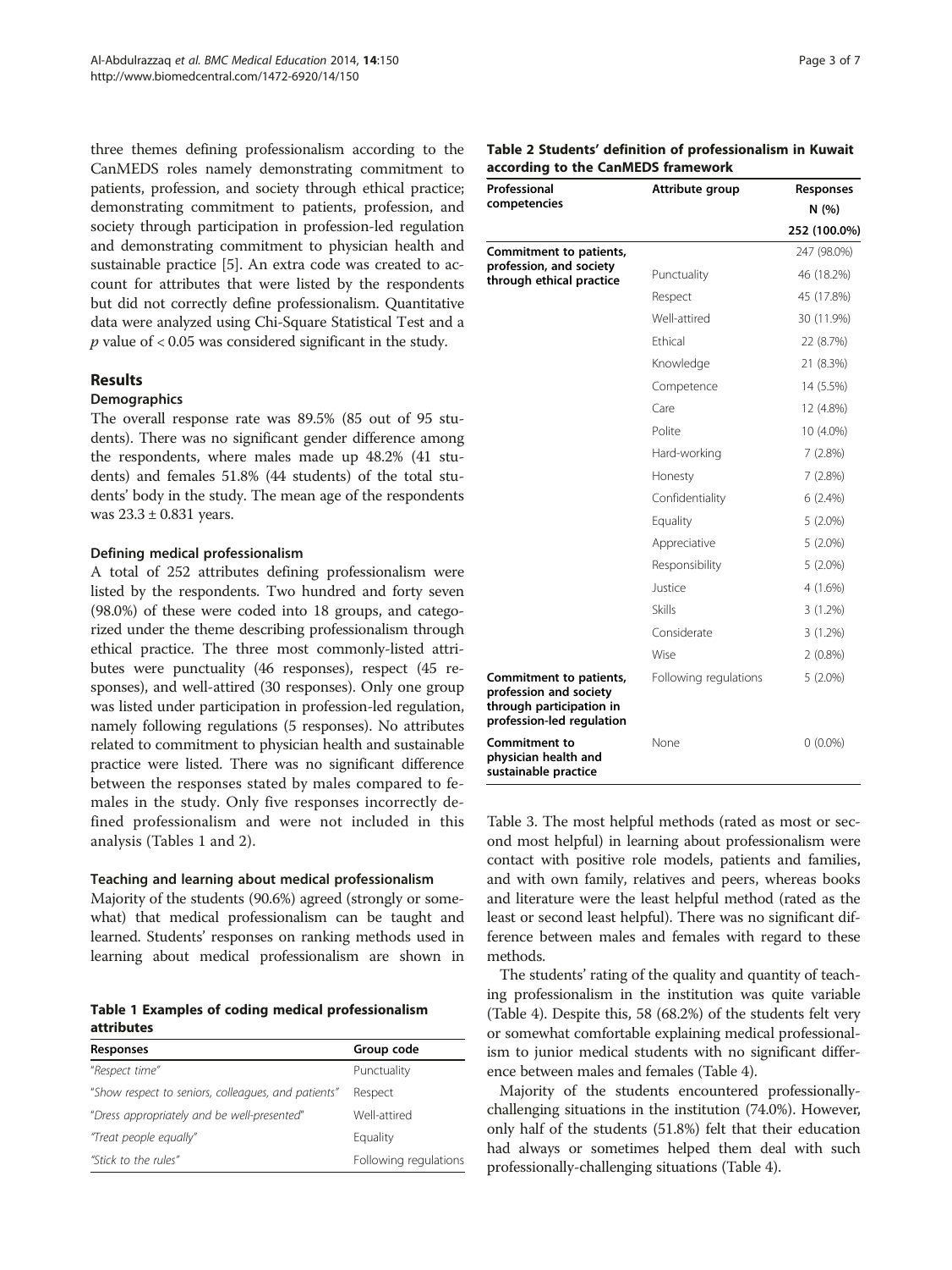three themes defining professionalism according to the CanMEDS roles namely demonstrating commitment to patients, profession, and society through ethical practice; demonstrating commitment to patients, profession, and society through participation in profession-led regulation and demonstrating commitment to physician health and sustainable practice [5]. An extra code was created to account for attributes that were listed by the respondents but did not correctly define professionalism. Quantitative data were analyzed using Chi-Square Statistical Test and a $p$ value of $< 0.05$ was considered significant in the study.

## Results

### Demographics

The overall response rate was 89.5% (85 out of 95 students). There was no significant gender difference among the respondents, where males made up 48.2% (41 students) and females 51.8% (44 students) of the total students' body in the study. The mean age of the respondents was 23.3 ± 0.831 years.

### Defining medical professionalism

A total of 252 attributes defining professionalism were listed by the respondents. Two hundred and forty seven (98.0%) of these were coded into 18 groups, and categorized under the theme describing professionalism through ethical practice. The three most commonly-listed attributes were punctuality (46 responses), respect (45 responses), and well-attired (30 responses). Only one group was listed under participation in profession-led regulation, namely following regulations (5 responses). No attributes related to commitment to physician health and sustainable practice were listed. There was no significant difference between the responses stated by males compared to females in the study. Only five responses incorrectly defined professionalism and were not included in this analysis (Tables 1 and 2).

### Teaching and learning about medical professionalism

Majority of the students (90.6%) agreed (strongly or somewhat) that medical professionalism can be taught and learned. Students' responses on ranking methods used in learning about medical professionalism are shown in Table 3. The most helpful methods (rated as most or second most helpful) in learning about professionalism were contact with positive role models, patients and families, and with own family, relatives and peers, whereas books and literature were the least helpful method (rated as the least or second least helpful). There was no significant difference between males and females with regard to these methods.

The students' rating of the quality and quantity of teaching professionalism in the institution was quite variable (Table 4). Despite this, 58 (68.2%) of the students felt very or somewhat comfortable explaining medical professionalism to junior medical students with no significant difference between males and females (Table 4).

Majority of the students encountered professionally-challenging situations in the institution (74.0%). However, only half of the students (51.8%) felt that their education had always or sometimes helped them deal with such professionally-challenging situations (Table 4).

**Table 1 Examples of coding medical professionalism attributes**

| Responses | Group code |
| --- | --- |
| "*Respect time*" | Punctuality |
| "*Show respect to seniors, colleagues, and patients*" | Respect |
| "*Dress appropriately and be well-presented*" | Well-attired |
| "*Treat people equally*" | Equality |
| "*Stick to the rules*" | Following regulations |

**Table 2 Students' definition of professionalism in Kuwait according to the CanMEDS framework**

| Professional competencies | Attribute group | Responses N (%) |
| --- | --- | --- |
| | | 252 (100.0%) |
| **Commitment to patients, profession, and society through ethical practice** | | 247 (98.0%) |
| | Punctuality | 46 (18.2%) |
| | Respect | 45 (17.8%) |
| | Well-attired | 30 (11.9%) |
| | Ethical | 22 (8.7%) |
| | Knowledge | 21 (8.3%) |
| | Competence | 14 (5.5%) |
| | Care | 12 (4.8%) |
| | Polite | 10 (4.0%) |
| | Hard-working | 7 (2.8%) |
| | Honesty | 7 (2.8%) |
| | Confidentiality | 6 (2.4%) |
| | Equality | 5 (2.0%) |
| | Appreciative | 5 (2.0%) |
| | Responsibility | 5 (2.0%) |
| | Justice | 4 (1.6%) |
| | Skills | 3 (1.2%) |
| | Considerate | 3 (1.2%) |
| | Wise | 2 (0.8%) |
| **Commitment to patients, profession and society through participation in profession-led regulation** | Following regulations | 5 (2.0%) |
| **Commitment to physician health and sustainable practice** | None | 0 (0.0%) |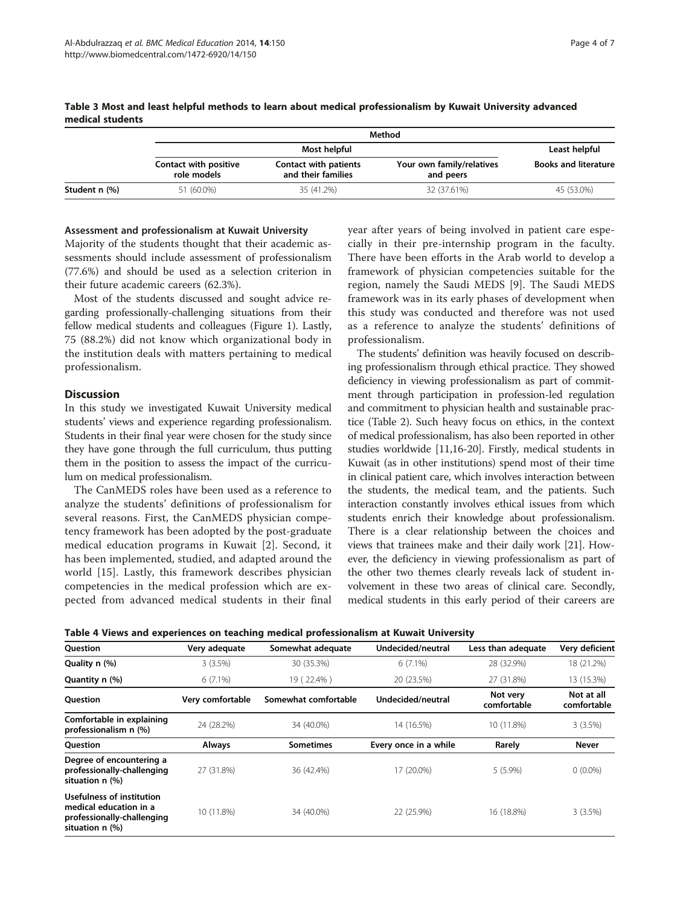**Table 3 Most and least helpful methods to learn about medical professionalism by Kuwait University advanced medical students**

| | Method | | | |
|---|---|---|---|---|
| | Most helpful | | | Least helpful |
| | Contact with positive role models | Contact with patients and their families | Your own family/relatives and peers | Books and literature |
| Student n (%) | 51 (60.0%) | 35 (41.2%) | 32 (37.61%) | 45 (53.0%) |

### Assessment and professionalism at Kuwait University

Majority of the students thought that their academic assessments should include assessment of professionalism (77.6%) and should be used as a selection criterion in their future academic careers (62.3%).

Most of the students discussed and sought advice regarding professionally-challenging situations from their fellow medical students and colleagues (Figure 1). Lastly, 75 (88.2%) did not know which organizational body in the institution deals with matters pertaining to medical professionalism.

## Discussion

In this study we investigated Kuwait University medical students' views and experience regarding professionalism. Students in their final year were chosen for the study since they have gone through the full curriculum, thus putting them in the position to assess the impact of the curriculum on medical professionalism.

The CanMEDS roles have been used as a reference to analyze the students' definitions of professionalism for several reasons. First, the CanMEDS physician competency framework has been adopted by the post-graduate medical education programs in Kuwait [2]. Second, it has been implemented, studied, and adapted around the world [15]. Lastly, this framework describes physician competencies in the medical profession which are expected from advanced medical students in their final year after years of being involved in patient care especially in their pre-internship program in the faculty. There have been efforts in the Arab world to develop a framework of physician competencies suitable for the region, namely the Saudi MEDS [9]. The Saudi MEDS framework was in its early phases of development when this study was conducted and therefore was not used as a reference to analyze the students' definitions of professionalism.

The students' definition was heavily focused on describing professionalism through ethical practice. They showed deficiency in viewing professionalism as part of commitment through participation in profession-led regulation and commitment to physician health and sustainable practice (Table 2). Such heavy focus on ethics, in the context of medical professionalism, has also been reported in other studies worldwide [11,16-20]. Firstly, medical students in Kuwait (as in other institutions) spend most of their time in clinical patient care, which involves interaction between the students, the medical team, and the patients. Such interaction constantly involves ethical issues from which students enrich their knowledge about professionalism. There is a clear relationship between the choices and views that trainees make and their daily work [21]. However, the deficiency in viewing professionalism as part of the other two themes clearly reveals lack of student involvement in these two areas of clinical care. Secondly, medical students in this early period of their careers are

**Table 4 Views and experiences on teaching medical professionalism at Kuwait University**

| Question | Very adequate | Somewhat adequate | Undecided/neutral | Less than adequate | Very deficient |
|---|---|---|---|---|---|
| Quality n (%) | 3 (3.5%) | 30 (35.3%) | 6 (7.1%) | 28 (32.9%) | 18 (21.2%) |
| Quantity n (%) | 6 (7.1%) | 19 ( 22.4% ) | 20 (23.5%) | 27 (31.8%) | 13 (15.3%) |
| **Question** | **Very comfortable** | **Somewhat comfortable** | **Undecided/neutral** | **Not very comfortable** | **Not at all comfortable** |
| Comfortable in explaining professionalism n (%) | 24 (28.2%) | 34 (40.0%) | 14 (16.5%) | 10 (11.8%) | 3 (3.5%) |
| **Question** | **Always** | **Sometimes** | **Every once in a while** | **Rarely** | **Never** |
| Degree of encountering a professionally-challenging situation n (%) | 27 (31.8%) | 36 (42.4%) | 17 (20.0%) | 5 (5.9%) | 0 (0.0%) |
| Usefulness of institution medical education in a professionally-challenging situation n (%) | 10 (11.8%) | 34 (40.0%) | 22 (25.9%) | 16 (18.8%) | 3 (3.5%) |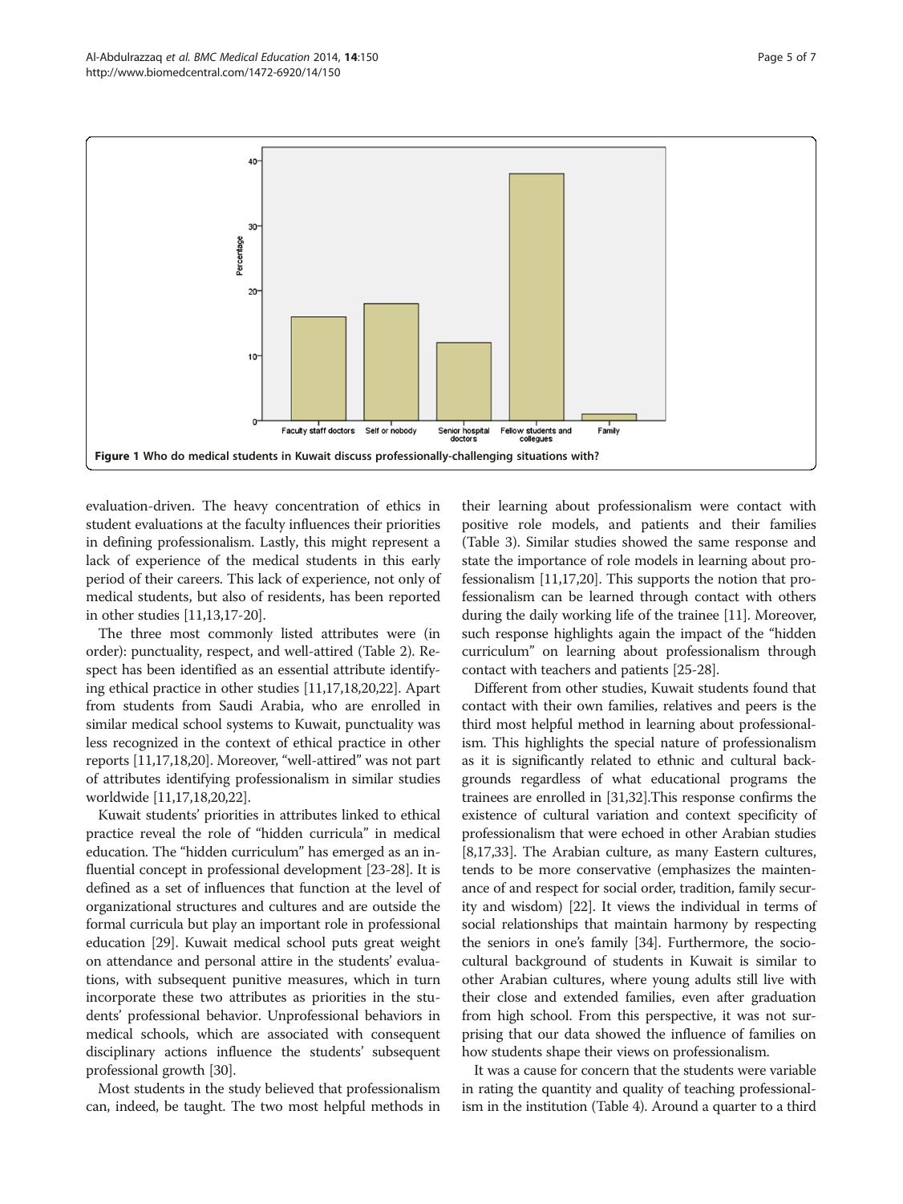Figure 1 Who do medical students in Kuwait discuss professionally-challenging situations with?

evaluation-driven. The heavy concentration of ethics in student evaluations at the faculty influences their priorities in defining professionalism. Lastly, this might represent a lack of experience of the medical students in this early period of their careers. This lack of experience, not only of medical students, but also of residents, has been reported in other studies [11,13,17-20].

The three most commonly listed attributes were (in order): punctuality, respect, and well-attired (Table 2). Respect has been identified as an essential attribute identifying ethical practice in other studies [11,17,18,20,22]. Apart from students from Saudi Arabia, who are enrolled in similar medical school systems to Kuwait, punctuality was less recognized in the context of ethical practice in other reports [11,17,18,20]. Moreover, "well-attired" was not part of attributes identifying professionalism in similar studies worldwide [11,17,18,20,22].

Kuwait students' priorities in attributes linked to ethical practice reveal the role of "hidden curricula" in medical education. The "hidden curriculum" has emerged as an influential concept in professional development [23-28]. It is defined as a set of influences that function at the level of organizational structures and cultures and are outside the formal curricula but play an important role in professional education [29]. Kuwait medical school puts great weight on attendance and personal attire in the students' evaluations, with subsequent punitive measures, which in turn incorporate these two attributes as priorities in the students' professional behavior. Unprofessional behaviors in medical schools, which are associated with consequent disciplinary actions influence the students' subsequent professional growth [30].

Most students in the study believed that professionalism can, indeed, be taught. The two most helpful methods in their learning about professionalism were contact with positive role models, and patients and their families (Table 3). Similar studies showed the same response and state the importance of role models in learning about professionalism [11,17,20]. This supports the notion that professionalism can be learned through contact with others during the daily working life of the trainee [11]. Moreover, such response highlights again the impact of the "hidden curriculum" on learning about professionalism through contact with teachers and patients [25-28].

Different from other studies, Kuwait students found that contact with their own families, relatives and peers is the third most helpful method in learning about professionalism. This highlights the special nature of professionalism as it is significantly related to ethnic and cultural backgrounds regardless of what educational programs the trainees are enrolled in [31,32].This response confirms the existence of cultural variation and context specificity of professionalism that were echoed in other Arabian studies [8,17,33]. The Arabian culture, as many Eastern cultures, tends to be more conservative (emphasizes the maintenance of and respect for social order, tradition, family security and wisdom) [22]. It views the individual in terms of social relationships that maintain harmony by respecting the seniors in one's family [34]. Furthermore, the sociocultural background of students in Kuwait is similar to other Arabian cultures, where young adults still live with their close and extended families, even after graduation from high school. From this perspective, it was not surprising that our data showed the influence of families on how students shape their views on professionalism.

It was a cause for concern that the students were variable in rating the quantity and quality of teaching professionalism in the institution (Table 4). Around a quarter to a third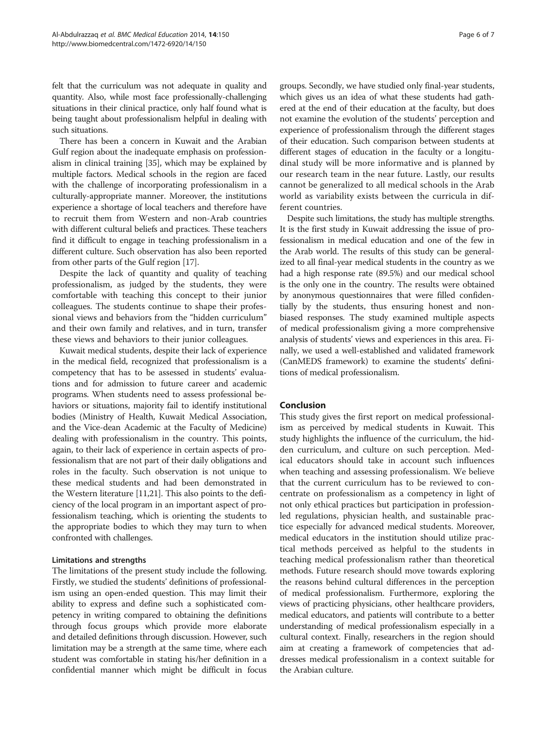felt that the curriculum was not adequate in quality and quantity. Also, while most face professionally-challenging situations in their clinical practice, only half found what is being taught about professionalism helpful in dealing with such situations.

There has been a concern in Kuwait and the Arabian Gulf region about the inadequate emphasis on professionalism in clinical training [35], which may be explained by multiple factors. Medical schools in the region are faced with the challenge of incorporating professionalism in a culturally-appropriate manner. Moreover, the institutions experience a shortage of local teachers and therefore have to recruit them from Western and non-Arab countries with different cultural beliefs and practices. These teachers find it difficult to engage in teaching professionalism in a different culture. Such observation has also been reported from other parts of the Gulf region [17].

Despite the lack of quantity and quality of teaching professionalism, as judged by the students, they were comfortable with teaching this concept to their junior colleagues. The students continue to shape their professional views and behaviors from the "hidden curriculum" and their own family and relatives, and in turn, transfer these views and behaviors to their junior colleagues.

Kuwait medical students, despite their lack of experience in the medical field, recognized that professionalism is a competency that has to be assessed in students' evaluations and for admission to future career and academic programs. When students need to assess professional behaviors or situations, majority fail to identify institutional bodies (Ministry of Health, Kuwait Medical Association, and the Vice-dean Academic at the Faculty of Medicine) dealing with professionalism in the country. This points, again, to their lack of experience in certain aspects of professionalism that are not part of their daily obligations and roles in the faculty. Such observation is not unique to these medical students and had been demonstrated in the Western literature [11,21]. This also points to the deficiency of the local program in an important aspect of professionalism teaching, which is orienting the students to the appropriate bodies to which they may turn to when confronted with challenges.

### Limitations and strengths

The limitations of the present study include the following. Firstly, we studied the students' definitions of professionalism using an open-ended question. This may limit their ability to express and define such a sophisticated competency in writing compared to obtaining the definitions through focus groups which provide more elaborate and detailed definitions through discussion. However, such limitation may be a strength at the same time, where each student was comfortable in stating his/her definition in a confidential manner which might be difficult in focus groups. Secondly, we have studied only final-year students, which gives us an idea of what these students had gathered at the end of their education at the faculty, but does not examine the evolution of the students' perception and experience of professionalism through the different stages of their education. Such comparison between students at different stages of education in the faculty or a longitudinal study will be more informative and is planned by our research team in the near future. Lastly, our results cannot be generalized to all medical schools in the Arab world as variability exists between the curricula in different countries.

Despite such limitations, the study has multiple strengths. It is the first study in Kuwait addressing the issue of professionalism in medical education and one of the few in the Arab world. The results of this study can be generalized to all final-year medical students in the country as we had a high response rate (89.5%) and our medical school is the only one in the country. The results were obtained by anonymous questionnaires that were filled confidentially by the students, thus ensuring honest and non-biased responses. The study examined multiple aspects of medical professionalism giving a more comprehensive analysis of students' views and experiences in this area. Finally, we used a well-established and validated framework (CanMEDS framework) to examine the students' definitions of medical professionalism.

## Conclusion

This study gives the first report on medical professionalism as perceived by medical students in Kuwait. This study highlights the influence of the curriculum, the hidden curriculum, and culture on such perception. Medical educators should take in account such influences when teaching and assessing professionalism. We believe that the current curriculum has to be reviewed to concentrate on professionalism as a competency in light of not only ethical practices but participation in profession-led regulations, physician health, and sustainable practice especially for advanced medical students. Moreover, medical educators in the institution should utilize practical methods perceived as helpful to the students in teaching medical professionalism rather than theoretical methods. Future research should move towards exploring the reasons behind cultural differences in the perception of medical professionalism. Furthermore, exploring the views of practicing physicians, other healthcare providers, medical educators, and patients will contribute to a better understanding of medical professionalism especially in a cultural context. Finally, researchers in the region should aim at creating a framework of competencies that addresses medical professionalism in a context suitable for the Arabian culture.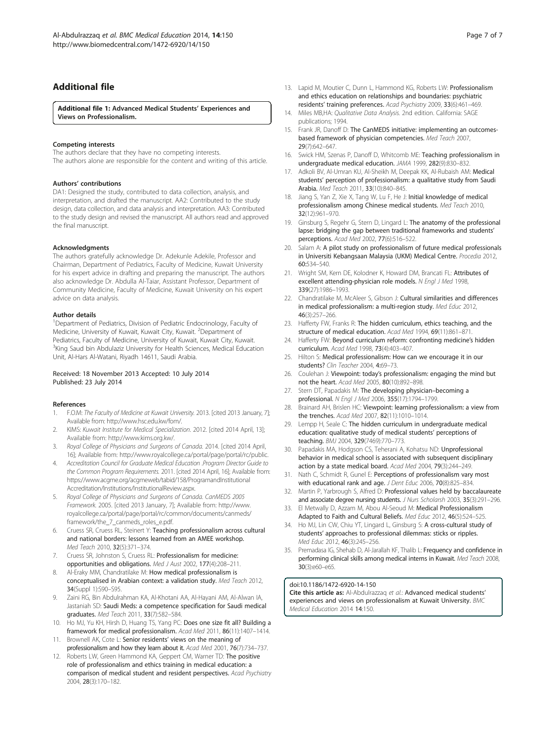## Additional file

**Additional file 1: Advanced Medical Students' Experiences and Views on Professionalism.**

#### Competing interests

The authors declare that they have no competing interests.
The authors alone are responsible for the content and writing of this article.

#### Authors' contributions

DA1: Designed the study, contributed to data collection, analysis, and interpretation, and drafted the manuscript. AA2: Contributed to the study design, data collection, and data analysis and interpretation. AA3: Contributed to the study design and revised the manuscript. All authors read and approved the final manuscript.

#### Acknowledgments

The authors gratefully acknowledge Dr. Adekunle Adekile, Professor and Chairman, Department of Pediatrics, Faculty of Medicine, Kuwait University for his expert advice in drafting and preparing the manuscript. The authors also acknowledge Dr. Abdulla Al-Taiar, Assistant Professor, Department of Community Medicine, Faculty of Medicine, Kuwait University on his expert advice on data analysis.

#### Author details

[1]Department of Pediatrics, Division of Pediatric Endocrinology, Faculty of Medicine, University of Kuwait, Kuwait City, Kuwait. [2]Department of Pediatrics, Faculty of Medicine, University of Kuwait, Kuwait City, Kuwait. [3]King Saud bin Abdulaziz University for Health Sciences, Medical Education Unit, Al-Hars Al-Watani, Riyadh 14611, Saudi Arabia.

Received: 18 November 2013 Accepted: 10 July 2014
Published: 23 July 2014

#### References

1. F.O.M: *The Faculty of Medicine at Kuwait University.* 2013. [cited 2013 January, 7]; Available from: http://www.hsc.edu.kw/fom/.
2. KIMS: *Kuwait Institute for Medical Specialization.* 2012. [cited 2014 April, 13]; Available from: http://www.kims.org.kw/.
3. *Royal College of Physicians and Surgeons of Canada.* 2014. [cited 2014 April, 16]; Available from: http://www.royalcollege.ca/portal/page/portal/rc/public.
4. *Accreditation Council for Graduate Medical Education .Program Director Guide to the Common Program Requirements.* 2011. [cited 2014 April, 16]; Available from: https://www.acgme.org/acgmeweb/tabid/158/ProgramandInstitutional Accreditation/Institutions/InstitutionalReview.aspx.
5. *Royal College of Physicians and Surgeons of Canada. CanMEDS 2005 Framework.* 2005. [cited 2013 January, 7]; Available from: http://www.royalcollege.ca/portal/page/portal/rc/common/documents/canmeds/framework/the_7_canmeds_roles_e.pdf.
6. Cruess SR, Cruess RL, Steinert Y: **Teaching professionalism across cultural and national borders: lessons learned from an AMEE workshop.** *Med Teach* 2010, **32**(5):371–374.
7. Cruess SR, Johnston S, Cruess RL: **Professionalism for medicine: opportunities and obligations.** *Med J Aust* 2002, **177**(4):208–211.
8. Al-Eraky MM, Chandratilake M: **How medical professionalism is conceptualised in Arabian context: a validation study.** *Med Teach* 2012, **34**(Suppl 1):S90–S95.
9. Zaini RG, Bin Abdulrahman KA, Al-Khotani AA, Al-Hayani AM, Al-Alwan IA, Jastaniah SD: **Saudi Meds: a competence specification for Saudi medical graduates.** *Med Teach* 2011, **33**(7):582–584.
10. Ho MJ, Yu KH, Hirsh D, Huang TS, Yang PC: **Does one size fit all? Building a framework for medical professionalism.** *Acad Med* 2011, **86**(11):1407–1414.
11. Brownell AK, Cote L: **Senior residents' views on the meaning of professionalism and how they learn about it.** *Acad Med* 2001, **76**(7):734–737.
12. Roberts LW, Green Hammond KA, Geppert CM, Warner TD: **The positive role of professionalism and ethics training in medical education: a comparison of medical student and resident perspectives.** *Acad Psychiatry* 2004, **28**(3):170–182.
13. Lapid M, Moutier C, Dunn L, Hammond KG, Roberts LW: **Professionalism and ethics education on relationships and boundaries: psychiatric residents' training preferences.** *Acad Psychiatry* 2009, **33**(6):461–469.
14. Miles MB,HA: *Qualitative Data Analysis.* 2nd edition. California: SAGE publications; 1994.
15. Frank JR, Danoff D: **The CanMEDS initiative: implementing an outcomes-based framework of physician competencies.** *Med Teach* 2007, **29**(7):642–647.
16. Swick HM, Szenas P, Danoff D, Whitcomb ME: **Teaching professionalism in undergraduate medical education.** *JAMA* 1999, **282**(9):830–832.
17. Adkoli BV, Al-Umran KU, Al-Sheikh M, Deepak KK, Al-Rubaish AM: **Medical students' perception of professionalism: a qualitative study from Saudi Arabia.** *Med Teach* 2011, **33**(10):840–845.
18. Jiang S, Yan Z, Xie X, Tang W, Lu F, He J: **Initial knowledge of medical professionalism among Chinese medical students.** *Med Teach* 2010, **32**(12):961–970.
19. Ginsburg S, Regehr G, Stern D, Lingard L: **The anatomy of the professional lapse: bridging the gap between traditional frameworks and students' perceptions.** *Acad Med* 2002, **77**(6):516–522.
20. Salam A: **A pilot study on professionalism of future medical professionals in Universiti Kebangsaan Malaysia (UKM) Medical Centre.** *Procedia* 2012, **60**:534–540.
21. Wright SM, Kern DE, Kolodner K, Howard DM, Brancati FL: **Attributes of excellent attending-physician role models.** *N Engl J Med* 1998, **339**(27):1986–1993.
22. Chandratilake M, McAleer S, Gibson J: **Cultural similarities and differences in medical professionalism: a multi-region study.** *Med Educ* 2012, **46**(3):257–266.
23. Hafferty FW, Franks R: **The hidden curriculum, ethics teaching, and the structure of medical education.** *Acad Med* 1994, **69**(11):861–871.
24. Hafferty FW: **Beyond curriculum reform: confronting medicine's hidden curriculum.** *Acad Med* 1998, **73**(4):403–407.
25. Hilton S: **Medical professionalism: How can we encourage it in our students?** *Clin Teacher* 2004, **4**:69–73.
26. Coulehan J: **Viewpoint: today's professionalism: engaging the mind but not the heart.** *Acad Med* 2005, **80**(10):892–898.
27. Stern DT, Papadakis M: **The developing physician–becoming a professional.** *N Engl J Med* 2006, **355**(17):1794–1799.
28. Brainard AH, Brislen HC: **Viewpoint: learning professionalism: a view from the trenches.** *Acad Med* 2007, **82**(11):1010–1014.
29. Lempp H, Seale C: **The hidden curriculum in undergraduate medical education: qualitative study of medical students' perceptions of teaching.** *BMJ* 2004, **329**(7469):770–773.
30. Papadakis MA, Hodgson CS, Teherani A, Kohatsu ND: **Unprofessional behavior in medical school is associated with subsequent disciplinary action by a state medical board.** *Acad Med* 2004, **79**(3):244–249.
31. Nath C, Schmidt R, Gunel E: **Perceptions of professionalism vary most with educational rank and age.** *J Dent Educ* 2006, **70**(8):825–834.
32. Martin P, Yarbrough S, Alfred D: **Professional values held by baccalaureate and associate degree nursing students.** *J Nurs Scholarsh* 2003, **35**(3):291–296.
33. El Metwally D, Azzam M, Abou Al-Seoud M: **Medical Professionalism Adapted to Faith and Cultural Beliefs.** *Med Educ* 2012, **46**(5):524–525.
34. Ho MJ, Lin CW, Chiu YT, Lingard L, Ginsburg S: **A cross-cultural study of students' approaches to professional dilemmas: sticks or ripples.** *Med Educ* 2012, **46**(3):245–256.
35. Premadasa IG, Shehab D, Al-Jarallah KF, Thalib L: **Frequency and confidence in performing clinical skills among medical interns in Kuwait.** *Med Teach* 2008, **30**(3):e60–e65.

doi:10.1186/1472-6920-14-150
**Cite this article as:** Al-Abdulrazzaq *et al.*: Advanced medical students' experiences and views on professionalism at Kuwait University. *BMC Medical Education* 2014 **14**:150.